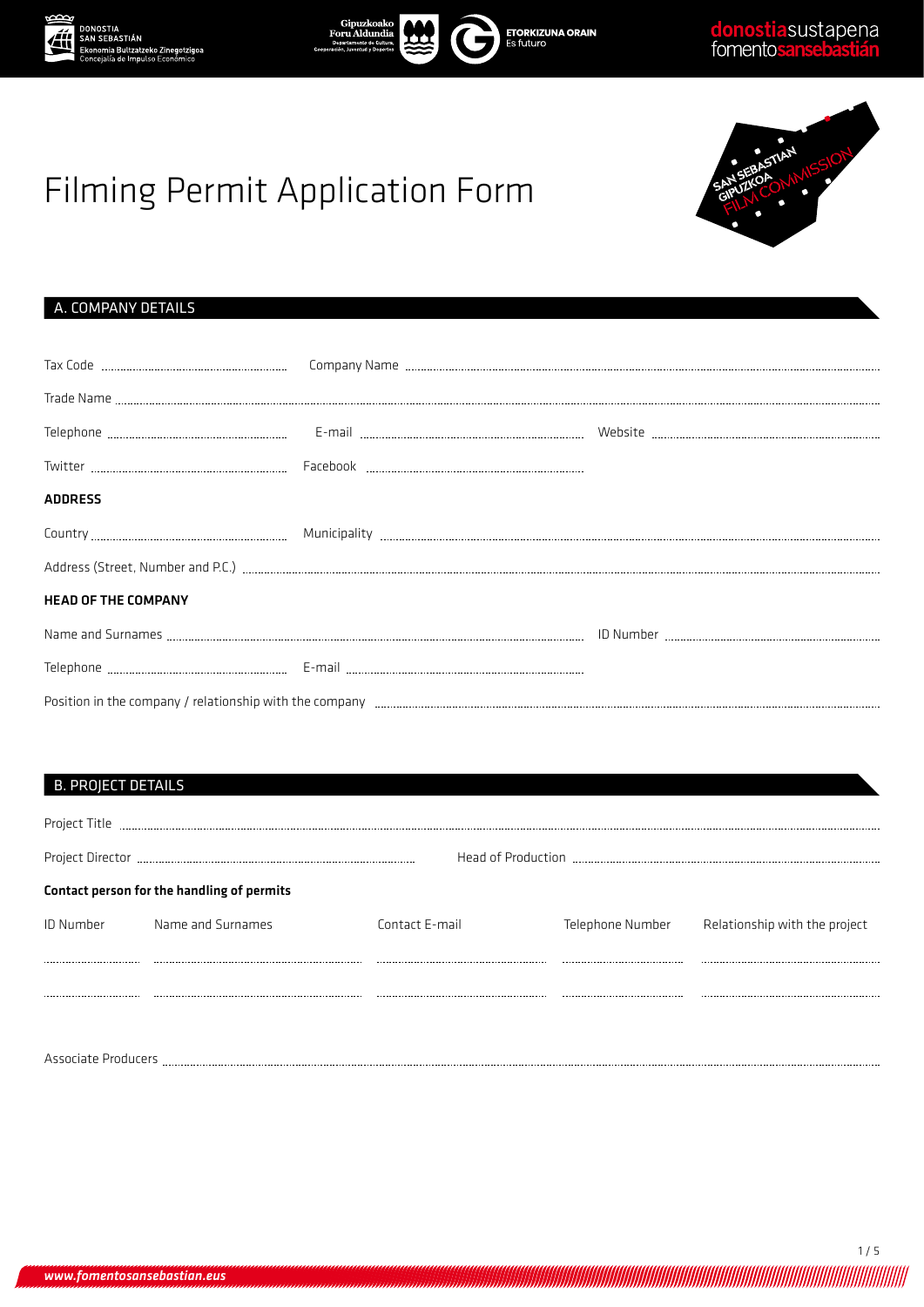# Filming Permit Application Form

## A. COMPANY DETAILS

Tax Code ............................ Company Name ............................

Trade Name ............................

Telephone ............................ E-mail ............................ Website ............................

Twitter ............................ Facebook ............................

**ADDRESS**

Country ............................ Municipality ............................

Address (Street, Number and P.C.) ............................

**HEAD OF THE COMPANY**

Name and Surnames ............................ ID Number ............................

Telephone ............................ E-mail ............................

Position in the company / relationship with the company ............................

## B. PROJECT DETAILS

Project Title ............................

Project Director ............................ Head of Production ............................

**Contact person for the handling of permits**

| ID Number | Name and Surnames | Contact E-mail | Telephone Number | Relationship with the project |
|---|---|---|---|---|
| | | | | |
| | | | | |

Associate Producers ............................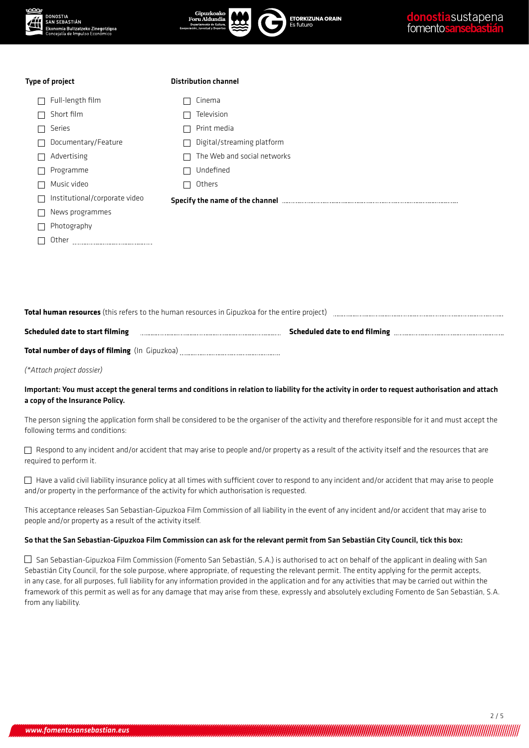**Type of project**

- ☐ Full-length film
- ☐ Short film
- ☐ Series
- ☐ Documentary/Feature
- ☐ Advertising
- ☐ Programme
- ☐ Music video
- ☐ Institutional/corporate video
- ☐ News programmes
- ☐ Photography
- ☐ Other ..............................

**Distribution channel**

- ☐ Cinema
- ☐ Television
- ☐ Print media
- ☐ Digital/streaming platform
- ☐ The Web and social networks
- ☐ Undefined
- ☐ Others

**Specify the name of the channel** ..............................

**Total human resources** (this refers to the human resources in Gipuzkoa for the entire project) ..............................

**Scheduled date to start filming** .............................. **Scheduled date to end filming** ..............................

**Total number of days of filming** (In Gipuzkoa) ..............................

*(\*Attach project dossier)*

**Important: You must accept the general terms and conditions in relation to liability for the activity in order to request authorisation and attach a copy of the Insurance Policy.**

The person signing the application form shall be considered to be the organiser of the activity and therefore responsible for it and must accept the following terms and conditions:

☐ Respond to any incident and/or accident that may arise to people and/or property as a result of the activity itself and the resources that are required to perform it.

☐ Have a valid civil liability insurance policy at all times with sufficient cover to respond to any incident and/or accident that may arise to people and/or property in the performance of the activity for which authorisation is requested.

This acceptance releases San Sebastian-Gipuzkoa Film Commission of all liability in the event of any incident and/or accident that may arise to people and/or property as a result of the activity itself.

**So that the San Sebastian-Gipuzkoa Film Commission can ask for the relevant permit from San Sebastián City Council, tick this box:**

☐ San Sebastian-Gipuzkoa Film Commission (Fomento San Sebastián, S.A.) is authorised to act on behalf of the applicant in dealing with San Sebastián City Council, for the sole purpose, where appropriate, of requesting the relevant permit. The entity applying for the permit accepts, in any case, for all purposes, full liability for any information provided in the application and for any activities that may be carried out within the framework of this permit as well as for any damage that may arise from these, expressly and absolutely excluding Fomento de San Sebastián, S.A. from any liability.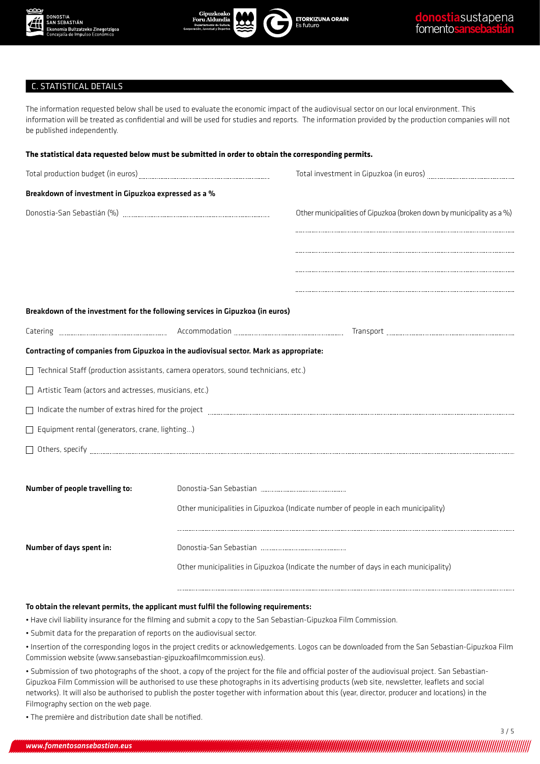## C. STATISTICAL DETAILS

The information requested below shall be used to evaluate the economic impact of the audiovisual sector on our local environment. This information will be treated as confidential and will be used for studies and reports. The information provided by the production companies will not be published independently.

**The statistical data requested below must be submitted in order to obtain the corresponding permits.**

Total production budget (in euros) ..............................

Total investment in Gipuzkoa (in euros) ..............................

**Breakdown of investment in Gipuzkoa expressed as a %**

Donostia-San Sebastián (%) ..............................

Other municipalities of Gipuzkoa (broken down by municipality as a %)

..............................

..............................

..............................

..............................

**Breakdown of the investment for the following services in Gipuzkoa (in euros)**

Catering .............................. Accommodation .............................. Transport ..............................

**Contracting of companies from Gipuzkoa in the audiovisual sector. Mark as appropriate:**

- ☐ Technical Staff (production assistants, camera operators, sound technicians, etc.)
- ☐ Artistic Team (actors and actresses, musicians, etc.)
- ☐ Indicate the number of extras hired for the project ..............................
- ☐ Equipment rental (generators, crane, lighting...)
- ☐ Others, specify ..............................

**Number of people travelling to:**

Donostia-San Sebastian ..............................

Other municipalities in Gipuzkoa (Indicate number of people in each municipality)

..............................

**Number of days spent in:**

Donostia-San Sebastian ..............................

Other municipalities in Gipuzkoa (Indicate the number of days in each municipality)

..............................

**To obtain the relevant permits, the applicant must fulfil the following requirements:**

- Have civil liability insurance for the filming and submit a copy to the San Sebastian-Gipuzkoa Film Commission.
- Submit data for the preparation of reports on the audiovisual sector.
- Insertion of the corresponding logos in the project credits or acknowledgements. Logos can be downloaded from the San Sebastian-Gipuzkoa Film Commission website (www.sansebastian-gipuzkoafilmcommission.eus).
- Submission of two photographs of the shoot, a copy of the project for the file and official poster of the audiovisual project. San Sebastian-Gipuzkoa Film Commission will be authorised to use these photographs in its advertising products (web site, newsletter, leaflets and social networks). It will also be authorised to publish the poster together with information about this (year, director, producer and locations) in the Filmography section on the web page.
- The première and distribution date shall be notified.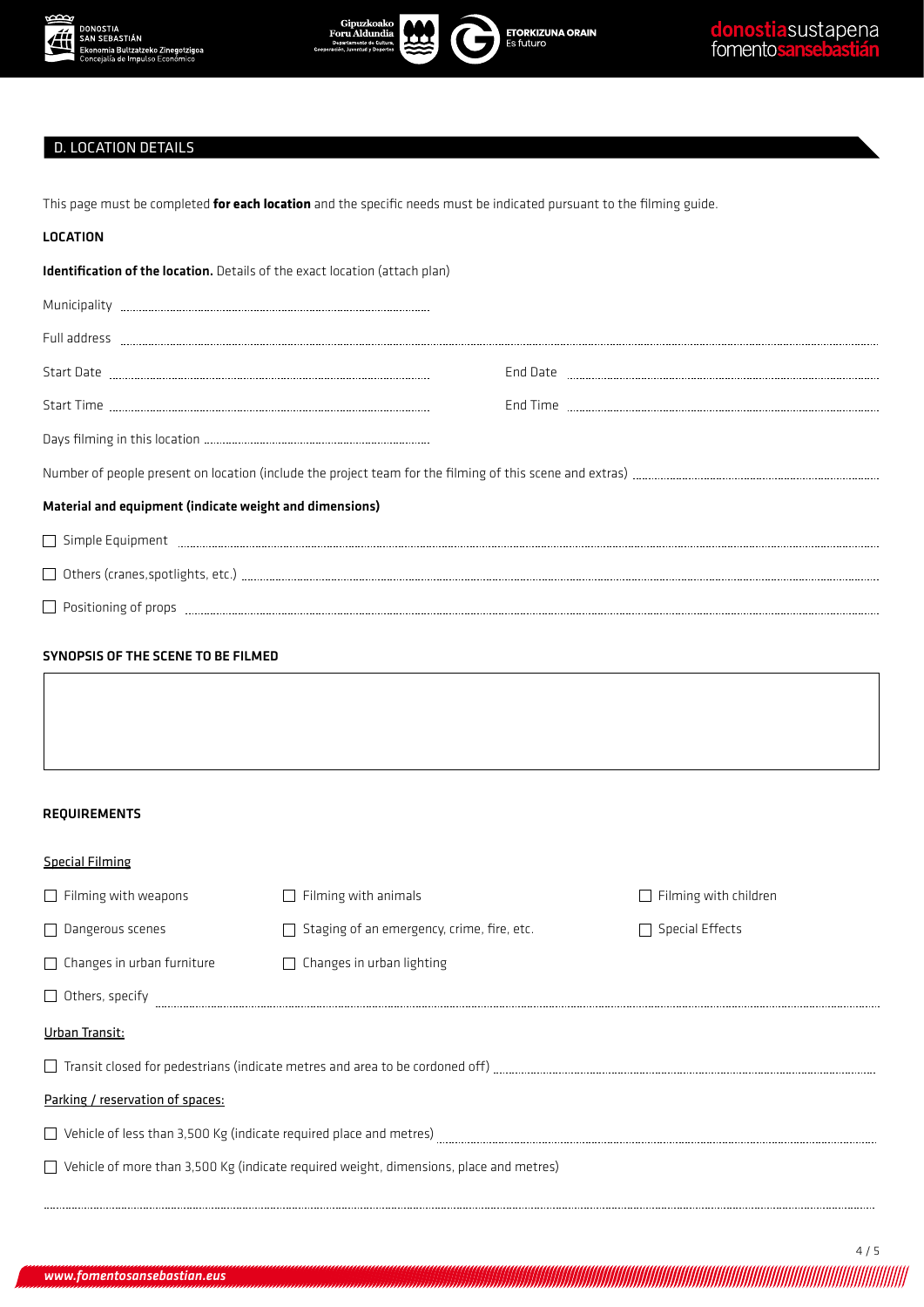## D. LOCATION DETAILS

This page must be completed **for each location** and the specific needs must be indicated pursuant to the filming guide.

### LOCATION

**Identification of the location.** Details of the exact location (attach plan)

Municipality ..........................................

Full address ..........................................

Start Date .......................................... End Date ..........................................

Start Time .......................................... End Time ..........................................

Days filming in this location ..........................................

Number of people present on location (include the project team for the filming of this scene and extras) ..........................................

**Material and equipment (indicate weight and dimensions)**

- ☐ Simple Equipment ..........................................
- ☐ Others (cranes,spotlights, etc.) ..........................................
- ☐ Positioning of props ..........................................

### SYNOPSIS OF THE SCENE TO BE FILMED

|  |
|---|
|  |

### REQUIREMENTS

Special Filming

| | | |
|---|---|---|
| ☐ Filming with weapons | ☐ Filming with animals | ☐ Filming with children |
| ☐ Dangerous scenes | ☐ Staging of an emergency, crime, fire, etc. | ☐ Special Effects |
| ☐ Changes in urban furniture | ☐ Changes in urban lighting | |

☐ Others, specify ..........................................

Urban Transit:

☐ Transit closed for pedestrians (indicate metres and area to be cordoned off) ..........................................

Parking / reservation of spaces:

☐ Vehicle of less than 3,500 Kg (indicate required place and metres) ..........................................

☐ Vehicle of more than 3,500 Kg (indicate required weight, dimensions, place and metres)

..........................................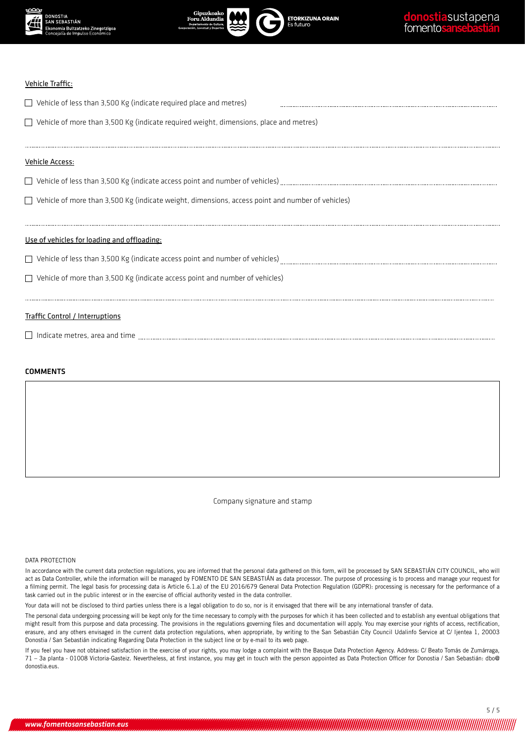Vehicle Traffic:

- ☐ Vehicle of less than 3,500 Kg (indicate required place and metres) ..............................
- ☐ Vehicle of more than 3,500 Kg (indicate required weight, dimensions, place and metres)

..............................

Vehicle Access:

- ☐ Vehicle of less than 3,500 Kg (indicate access point and number of vehicles) ..............................
- ☐ Vehicle of more than 3,500 Kg (indicate weight, dimensions, access point and number of vehicles)

..............................

Use of vehicles for loading and offloading:

- ☐ Vehicle of less than 3,500 Kg (indicate access point and number of vehicles) ..............................
- ☐ Vehicle of more than 3,500 Kg (indicate access point and number of vehicles)

..............................

Traffic Control / Interruptions

- ☐ Indicate metres, area and time ..............................

**COMMENTS**

Company signature and stamp

DATA PROTECTION

In accordance with the current data protection regulations, you are informed that the personal data gathered on this form, will be processed by SAN SEBASTIÁN CITY COUNCIL, who will act as Data Controller, while the information will be managed by FOMENTO DE SAN SEBASTIÁN as data processor. The purpose of processing is to process and manage your request for a filming permit. The legal basis for processing data is Article 6.1.a) of the EU 2016/679 General Data Protection Regulation (GDPR): processing is necessary for the performance of a task carried out in the public interest or in the exercise of official authority vested in the data controller.

Your data will not be disclosed to third parties unless there is a legal obligation to do so, nor is it envisaged that there will be any international transfer of data.

The personal data undergoing processing will be kept only for the time necessary to comply with the purposes for which it has been collected and to establish any eventual obligations that might result from this purpose and data processing. The provisions in the regulations governing files and documentation will apply. You may exercise your rights of access, rectification, erasure, and any others envisaged in the current data protection regulations, when appropriate, by writing to the San Sebastián City Council Udalinfo Service at C/ Ijentea 1, 20003 Donostia / San Sebastián indicating Regarding Data Protection in the subject line or by e-mail to its web page.

If you feel you have not obtained satisfaction in the exercise of your rights, you may lodge a complaint with the Basque Data Protection Agency. Address: C/ Beato Tomás de Zumárraga, 71 – 3a planta - 01008 Victoria-Gasteiz. Nevertheless, at first instance, you may get in touch with the person appointed as Data Protection Officer for Donostia / San Sebastián: dbo@donostia.eus.